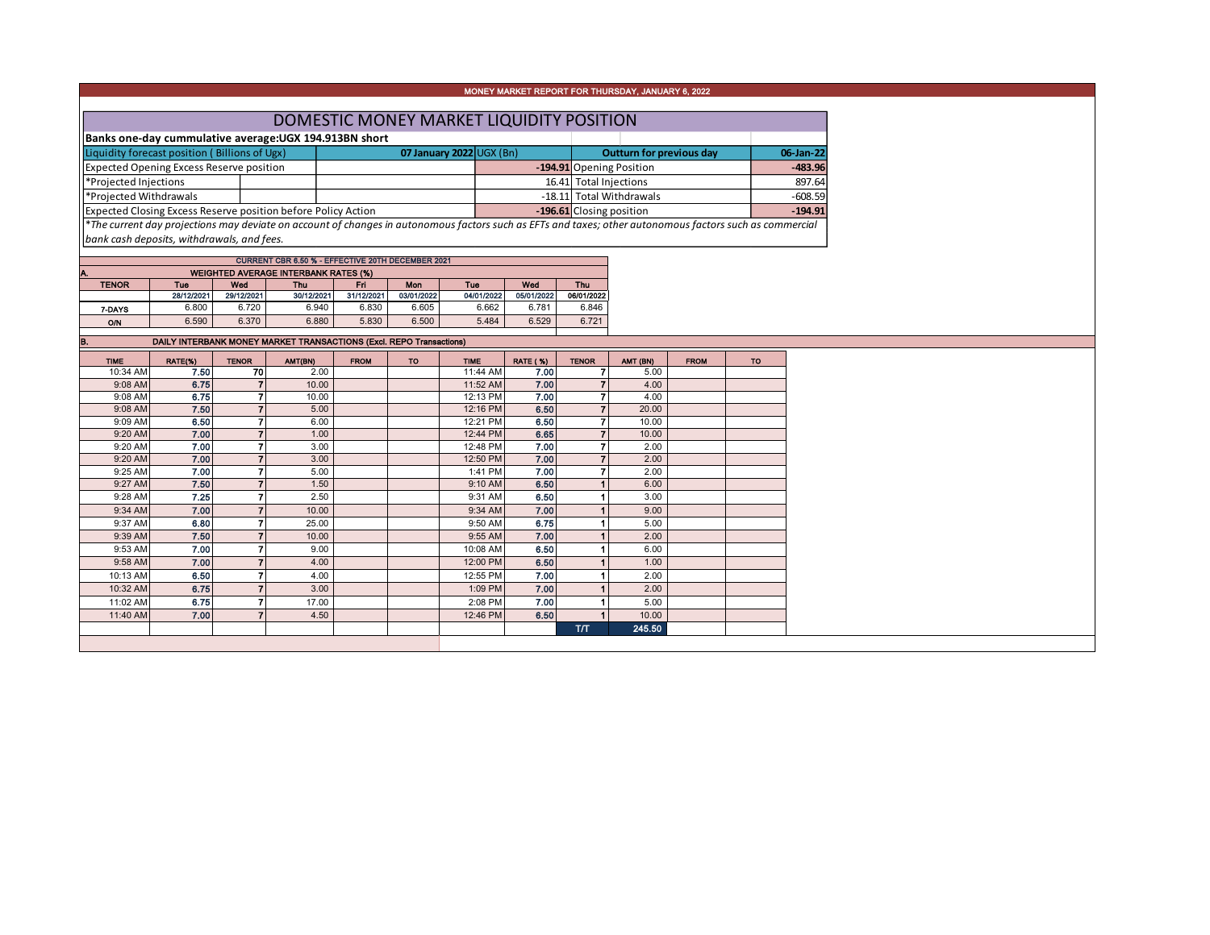MONEY MARKET REPORT FOR THURSDAY, JANUARY 6, 2022

# DOMESTIC MONEY MARKET LIQUIDITY POSITION

**Banks one-day cummulative average:UGX 194.913BN short**

| Liquidity forecast position ( Billions of Ugx) | 07 January 2022 UGX (Bn) | Outturn for previous day | 06-Jan-22 |
|---|---|---|---|
| Expected Opening Excess Reserve position | -194.91 | Opening Position | -483.96 |
| *Projected Injections | 16.41 | Total Injections | 897.64 |
| *Projected Withdrawals | -18.11 | Total Withdrawals | -608.59 |
| Expected Closing Excess Reserve position before Policy Action | -196.61 | Closing position | -194.91 |

*The current day projections may deviate on account of changes in autonomous factors such as EFTs and taxes; other autonomous factors such as commercial bank cash deposits, withdrawals, and fees.

CURRENT CBR 6.50 % - EFFECTIVE 20TH DECEMBER 2021

**A. WEIGHTED AVERAGE INTERBANK RATES (%)**

| TENOR | Tue | Wed | Thu | Fri | Mon | Tue | Wed | Thu |
|---|---|---|---|---|---|---|---|---|
| | 28/12/2021 | 29/12/2021 | 30/12/2021 | 31/12/2021 | 03/01/2022 | 04/01/2022 | 05/01/2022 | 06/01/2022 |
| 7-DAYS | 6.800 | 6.720 | 6.940 | 6.830 | 6.605 | 6.662 | 6.781 | 6.846 |
| O/N | 6.590 | 6.370 | 6.880 | 5.830 | 6.500 | 5.484 | 6.529 | 6.721 |

**B. DAILY INTERBANK MONEY MARKET TRANSACTIONS (Excl. REPO Transactions)**

| TIME | RATE(%) | TENOR | AMT(BN) | FROM | TO | TIME | RATE ( %) | TENOR | AMT (BN) | FROM | TO |
|---|---|---|---|---|---|---|---|---|---|---|---|
| 10:34 AM | 7.50 | 70 | 2.00 | | | 11:44 AM | 7.00 | 7 | 5.00 | | |
| 9:08 AM | 6.75 | 7 | 10.00 | | | 11:52 AM | 7.00 | 7 | 4.00 | | |
| 9:08 AM | 6.75 | 7 | 10.00 | | | 12:13 PM | 7.00 | 7 | 4.00 | | |
| 9:08 AM | 7.50 | 7 | 5.00 | | | 12:16 PM | 6.50 | 7 | 20.00 | | |
| 9:09 AM | 6.50 | 7 | 6.00 | | | 12:21 PM | 6.50 | 7 | 10.00 | | |
| 9:20 AM | 7.00 | 7 | 1.00 | | | 12:44 PM | 6.65 | 7 | 10.00 | | |
| 9:20 AM | 7.00 | 7 | 3.00 | | | 12:48 PM | 7.00 | 7 | 2.00 | | |
| 9:20 AM | 7.00 | 7 | 3.00 | | | 12:50 PM | 7.00 | 7 | 2.00 | | |
| 9:25 AM | 7.00 | 7 | 5.00 | | | 1:41 PM | 7.00 | 7 | 2.00 | | |
| 9:27 AM | 7.50 | 7 | 1.50 | | | 9:10 AM | 6.50 | 1 | 6.00 | | |
| 9:28 AM | 7.25 | 7 | 2.50 | | | 9:31 AM | 6.50 | 1 | 3.00 | | |
| 9:34 AM | 7.00 | 7 | 10.00 | | | 9:34 AM | 7.00 | 1 | 9.00 | | |
| 9:37 AM | 6.80 | 7 | 25.00 | | | 9:50 AM | 6.75 | 1 | 5.00 | | |
| 9:39 AM | 7.50 | 7 | 10.00 | | | 9:55 AM | 7.00 | 1 | 2.00 | | |
| 9:53 AM | 7.00 | 7 | 9.00 | | | 10:08 AM | 6.50 | 1 | 6.00 | | |
| 9:58 AM | 7.00 | 7 | 4.00 | | | 12:00 PM | 6.50 | 1 | 1.00 | | |
| 10:13 AM | 6.50 | 7 | 4.00 | | | 12:55 PM | 7.00 | 1 | 2.00 | | |
| 10:32 AM | 6.75 | 7 | 3.00 | | | 1:09 PM | 7.00 | 1 | 2.00 | | |
| 11:02 AM | 6.75 | 7 | 17.00 | | | 2:08 PM | 7.00 | 1 | 5.00 | | |
| 11:40 AM | 7.00 | 7 | 4.50 | | | 12:46 PM | 6.50 | 1 | 10.00 | | |
| | | | | | | | | T/T | 245.50 | | |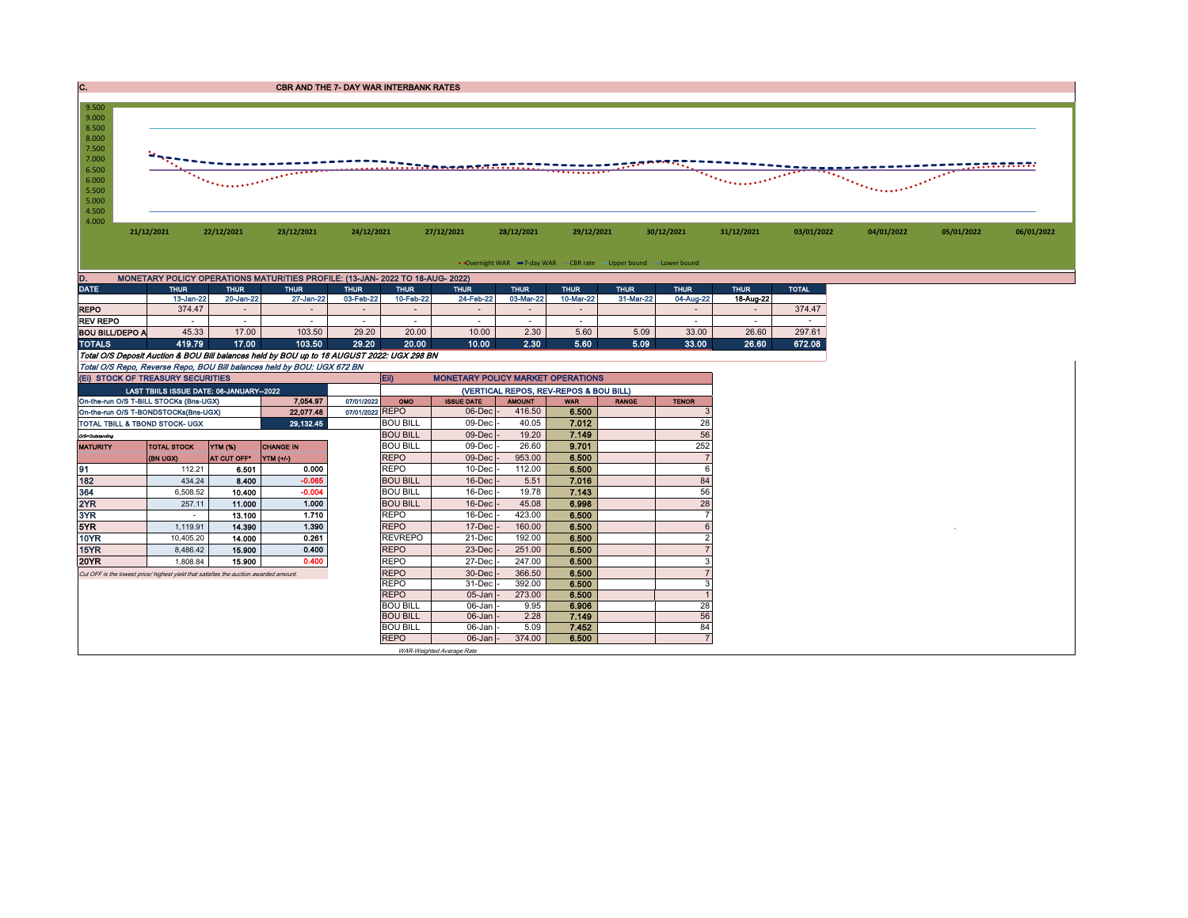## C. CBR AND THE 7- DAY WAR INTERBANK RATES

9.500
9.000
8.500
8.000
7.500
7.000
6.500
6.000
5.500
5.000
4.500
4.000

21/12/2021 22/12/2021 23/12/2021 24/12/2021 27/12/2021 28/12/2021 29/12/2021 30/12/2021 31/12/2021 03/01/2022 04/01/2022 05/01/2022 06/01/2022

Overnight WAR — 7-day WAR — CBR rate — Upper bound — Lower bound

## D. MONETARY POLICY OPERATIONS MATURITIES PROFILE: (13-JAN- 2022 TO 18-AUG- 2022)

| DATE | THUR | THUR | THUR | THUR | THUR | THUR | THUR | THUR | THUR | THUR | THUR | TOTAL |
|---|---|---|---|---|---|---|---|---|---|---|---|---|
| | 13-Jan-22 | 20-Jan-22 | 27-Jan-22 | 03-Feb-22 | 10-Feb-22 | 24-Feb-22 | 03-Mar-22 | 10-Mar-22 | 31-Mar-22 | 04-Aug-22 | 18-Aug-22 | |
| REPO | 374.47 | - | - | - | - | - | - | - | | - | - | 374.47 |
| REV REPO | - | - | - | - | - | - | - | - | | - | - | - |
| BOU BILL/DEPO A | 45.33 | 17.00 | 103.50 | 29.20 | 20.00 | 10.00 | 2.30 | 5.60 | 5.09 | 33.00 | 26.60 | 297.61 |
| TOTALS | 419.79 | 17.00 | 103.50 | 29.20 | 20.00 | 10.00 | 2.30 | 5.60 | 5.09 | 33.00 | 26.60 | 672.08 |

*Total O/S Deposit Auction & BOU Bill balances held by BOU up to 18 AUGUST 2022: UGX 298 BN*

*Total O/S Repo, Reverse Repo, BOU Bill balances held by BOU: UGX 672 BN*

### (Ei) STOCK OF TREASURY SECURITIES

| LAST TBIILS ISSUE DATE: 06-JANUARY--2022 | | | |
|---|---|---|---|
| On-the-run O/S T-BILL STOCKs (Bns-UGX) | | 7,054.97 | 07/01/2022 |
| On-the-run O/S T-BONDSTOCKs(Bns-UGX) | | 22,077.48 | 07/01/2022 |
| TOTAL TBILL & TBOND STOCK- UGX | | 29,132.45 | |

*O/S=Outstanding*

| MATURITY | TOTAL STOCK (BN UGX) | YTM (%) AT CUT OFF* | CHANGE IN YTM (+/-) |
|---|---|---|---|
| 91 | 112.21 | 6.501 | 0.000 |
| 182 | 434.24 | 8.400 | -0.065 |
| 364 | 6,508.52 | 10.400 | -0.004 |
| 2YR | 257.11 | 11.000 | 1.000 |
| 3YR | - | 13.100 | 1.710 |
| 5YR | 1,119.91 | 14.390 | 1.390 |
| 10YR | 10,405.20 | 14.000 | 0.261 |
| 15YR | 8,486.42 | 15.900 | 0.400 |
| 20YR | 1,808.84 | 15.900 | 0.400 |

*Cut OFF is the lowest price/ highest yield that satisfies the auction awarded amount.*

### Eii) MONETARY POLICY MARKET OPERATIONS

(VERTICAL REPOS, REV-REPOS & BOU BILL)

| OMO | ISSUE DATE | AMOUNT | WAR | RANGE | TENOR |
|---|---|---|---|---|---|
| REPO | 06-Dec - | 416.50 | 6.500 | | 3 |
| BOU BILL | 09-Dec - | 40.05 | 7.012 | | 28 |
| BOU BILL | 09-Dec - | 19.20 | 7.149 | | 56 |
| BOU BILL | 09-Dec - | 26.60 | 9.701 | | 252 |
| REPO | 09-Dec - | 953.00 | 6.500 | | 7 |
| REPO | 10-Dec - | 112.00 | 6.500 | | 6 |
| BOU BILL | 16-Dec - | 5.51 | 7.016 | | 84 |
| BOU BILL | 16-Dec - | 19.78 | 7.143 | | 56 |
| BOU BILL | 16-Dec - | 45.08 | 6.998 | | 28 |
| REPO | 16-Dec - | 423.00 | 6.500 | | 7 |
| REPO | 17-Dec - | 160.00 | 6.500 | | 6 |
| REVREPO | 21-Dec - | 192.00 | 6.500 | | 2 |
| REPO | 23-Dec - | 251.00 | 6.500 | | 7 |
| REPO | 27-Dec - | 247.00 | 6.500 | | 3 |
| REPO | 30-Dec - | 366.50 | 6.500 | | 7 |
| REPO | 31-Dec - | 392.00 | 6.500 | | 3 |
| REPO | 05-Jan - | 273.00 | 6.500 | | 1 |
| BOU BILL | 06-Jan - | 9.95 | 6.906 | | 28 |
| BOU BILL | 06-Jan - | 2.28 | 7.149 | | 56 |
| BOU BILL | 06-Jan - | 5.09 | 7.452 | | 84 |
| REPO | 06-Jan - | 374.00 | 6.500 | | 7 |

*WAR-Weighted Average Rate*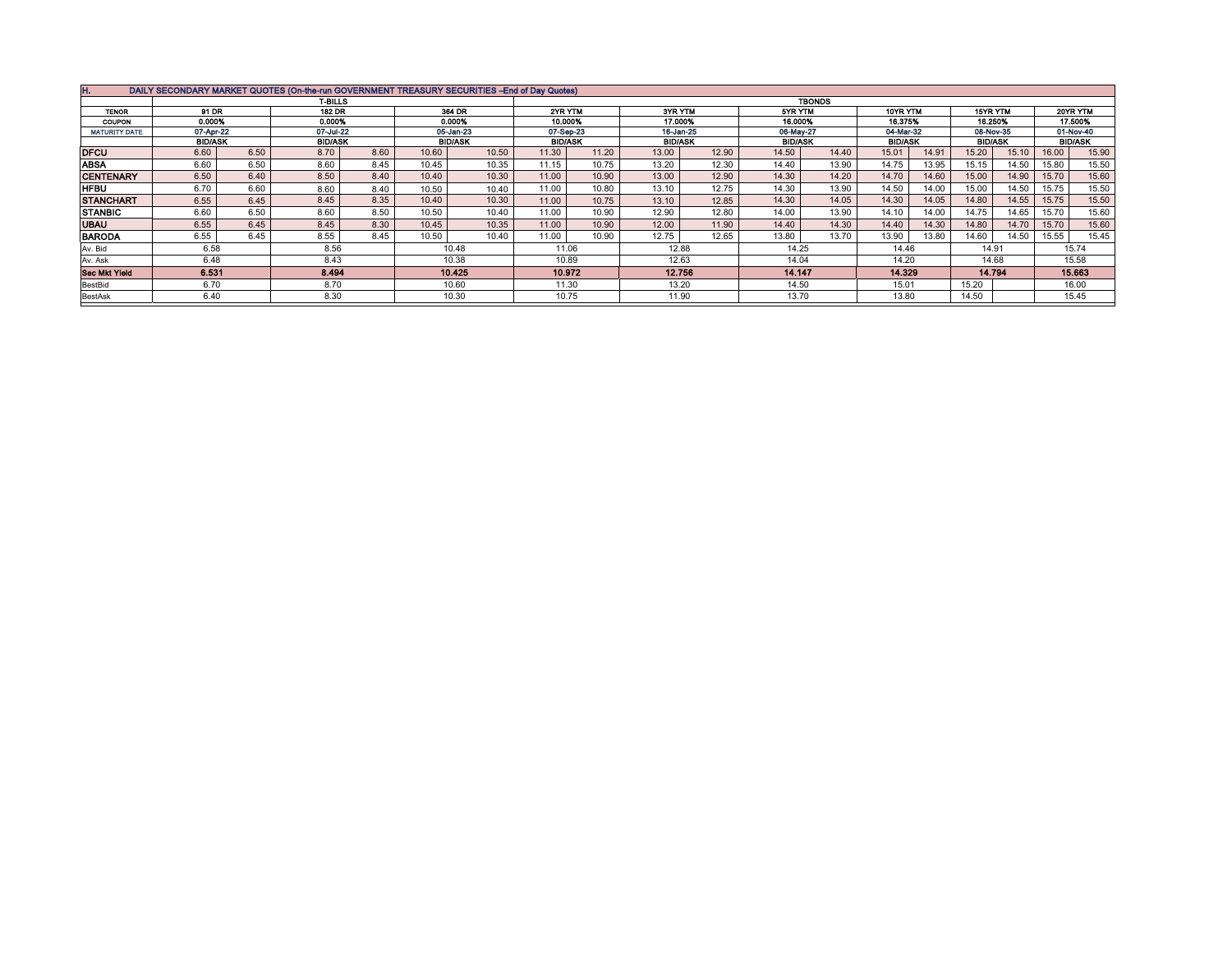## H. DAILY SECONDARY MARKET QUOTES (On-the-run GOVERNMENT TREASURY SECURITIES –End of Day Quotes)

| | T-BILLS | | | | | | TBONDS | | | | | | | | | | | |
|---|---|---|---|---|---|---|---|---|---|---|---|---|---|---|---|---|---|---|
| **TENOR** | **91 DR** | | **182 DR** | | **364 DR** | | **2YR YTM** | | **3YR YTM** | | **5YR YTM** | | **10YR YTM** | | **15YR YTM** | | **20YR YTM** | |
| **COUPON** | **0.000%** | | **0.000%** | | **0.000%** | | **10.000%** | | **17.000%** | | **16.000%** | | **16.375%** | | **16.250%** | | **17.500%** | |
| MATURITY DATE | 07-Apr-22 | | 07-Jul-22 | | 05-Jan-23 | | 07-Sep-23 | | 16-Jan-25 | | 06-May-27 | | 04-Mar-32 | | 08-Nov-35 | | 01-Nov-40 | |
| | BID/ASK | | BID/ASK | | BID/ASK | | BID/ASK | | BID/ASK | | BID/ASK | | BID/ASK | | BID/ASK | | BID/ASK | |
| **DFCU** | 6.60 | 6.50 | 8.70 | 8.60 | 10.60 | 10.50 | 11.30 | 11.20 | 13.00 | 12.90 | 14.50 | 14.40 | 15.01 | 14.91 | 15.20 | 15.10 | 16.00 | 15.90 |
| **ABSA** | 6.60 | 6.50 | 8.60 | 8.45 | 10.45 | 10.35 | 11.15 | 10.75 | 13.20 | 12.30 | 14.40 | 13.90 | 14.75 | 13.95 | 15.15 | 14.50 | 15.80 | 15.50 |
| **CENTENARY** | 6.50 | 6.40 | 8.50 | 8.40 | 10.40 | 10.30 | 11.00 | 10.90 | 13.00 | 12.90 | 14.30 | 14.20 | 14.70 | 14.60 | 15.00 | 14.90 | 15.70 | 15.60 |
| **HFBU** | 6.70 | 6.60 | 8.60 | 8.40 | 10.50 | 10.40 | 11.00 | 10.80 | 13.10 | 12.75 | 14.30 | 13.90 | 14.50 | 14.00 | 15.00 | 14.50 | 15.75 | 15.50 |
| **STANCHART** | 6.55 | 6.45 | 8.45 | 8.35 | 10.40 | 10.30 | 11.00 | 10.75 | 13.10 | 12.85 | 14.30 | 14.05 | 14.30 | 14.05 | 14.80 | 14.55 | 15.75 | 15.50 |
| **STANBIC** | 6.60 | 6.50 | 8.60 | 8.50 | 10.50 | 10.40 | 11.00 | 10.90 | 12.90 | 12.80 | 14.00 | 13.90 | 14.10 | 14.00 | 14.75 | 14.65 | 15.70 | 15.60 |
| **UBAU** | 6.55 | 6.45 | 8.45 | 8.30 | 10.45 | 10.35 | 11.00 | 10.90 | 12.00 | 11.90 | 14.40 | 14.30 | 14.40 | 14.30 | 14.80 | 14.70 | 15.70 | 15.60 |
| **BARODA** | 6.55 | 6.45 | 8.55 | 8.45 | 10.50 | 10.40 | 11.00 | 10.90 | 12.75 | 12.65 | 13.80 | 13.70 | 13.90 | 13.80 | 14.60 | 14.50 | 15.55 | 15.45 |
| Av. Bid | 6.58 | | 8.56 | | 10.48 | | 11.06 | | 12.88 | | 14.25 | | 14.46 | | 14.91 | | 15.74 | |
| Av. Ask | 6.48 | | 8.43 | | 10.38 | | 10.89 | | 12.63 | | 14.04 | | 14.20 | | 14.68 | | 15.58 | |
| **Sec Mkt Yield** | **6.531** | | **8.494** | | **10.425** | | **10.972** | | **12.756** | | **14.147** | | **14.329** | | **14.794** | | **15.663** | |
| BestBid | 6.70 | | 8.70 | | 10.60 | | 11.30 | | 13.20 | | 14.50 | | 15.01 | | 15.20 | | 16.00 | |
| BestAsk | 6.40 | | 8.30 | | 10.30 | | 10.75 | | 11.90 | | 13.70 | | 13.80 | | 14.50 | | 15.45 | |